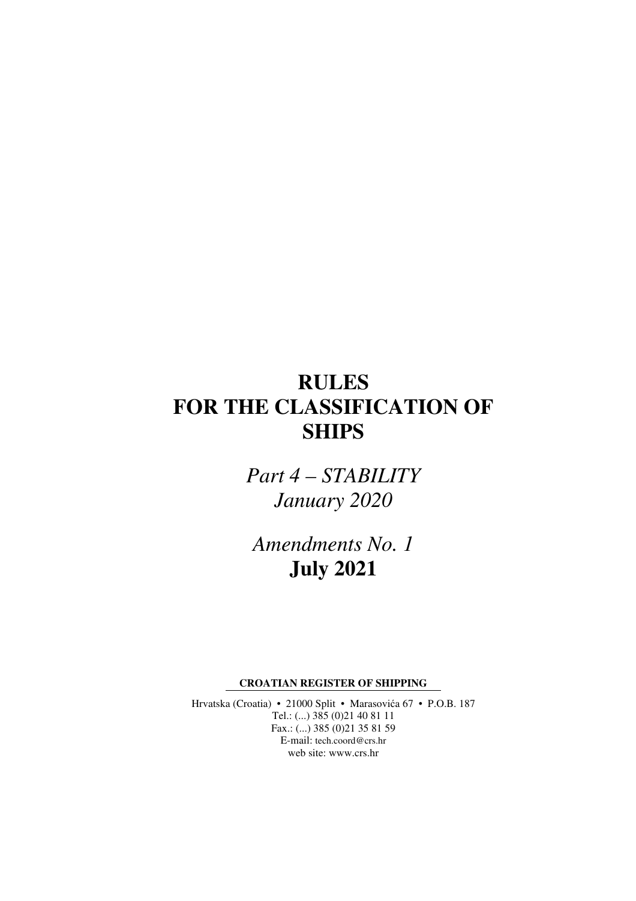# RULES FOR THE CLASSIFICATION OF SHIPS

*Part 4 – STABILITY*
*January 2020*

*Amendments No. 1*
**July 2021**

**CROATIAN REGISTER OF SHIPPING**

Hrvatska (Croatia) • 21000 Split • Marasovića 67 • P.O.B. 187
Tel.: (...) 385 (0)21 40 81 11
Fax.: (...) 385 (0)21 35 81 59
E-mail: tech.coord@crs.hr
web site: www.crs.hr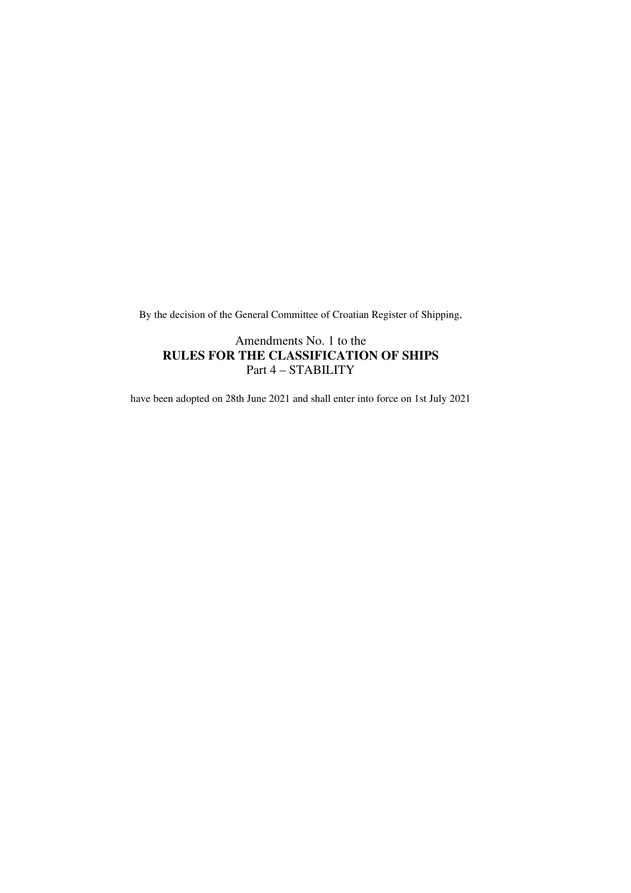By the decision of the General Committee of Croatian Register of Shipping,

Amendments No. 1 to the
**RULES FOR THE CLASSIFICATION OF SHIPS**
Part 4 – STABILITY

have been adopted on 28th June 2021 and shall enter into force on 1st July 2021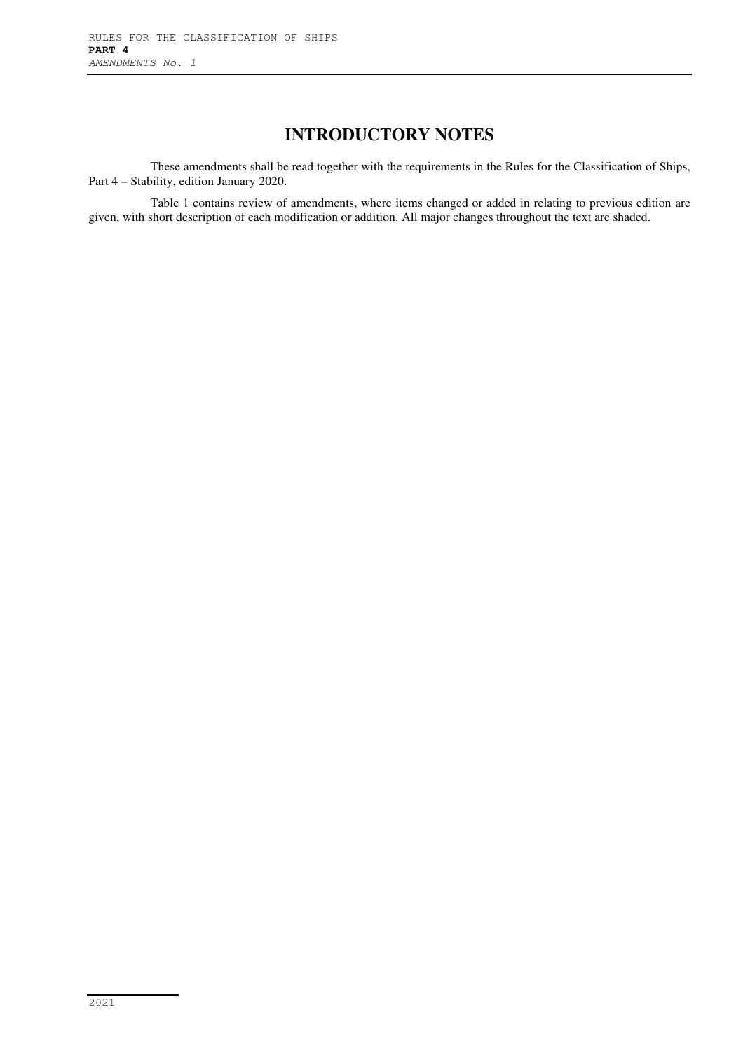# INTRODUCTORY NOTES

These amendments shall be read together with the requirements in the Rules for the Classification of Ships, Part 4 – Stability, edition January 2020.

Table 1 contains review of amendments, where items changed or added in relating to previous edition are given, with short description of each modification or addition. All major changes throughout the text are shaded.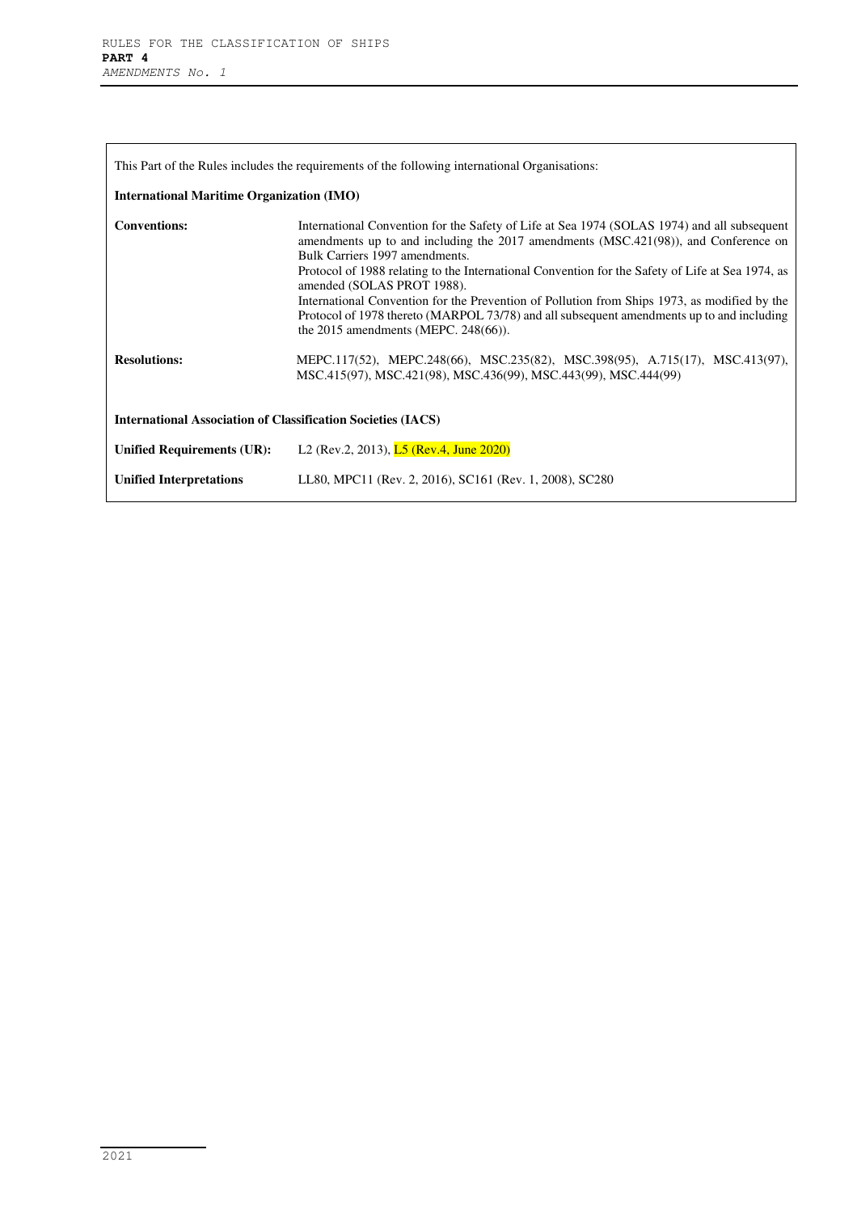This Part of the Rules includes the requirements of the following international Organisations:

**International Maritime Organization (IMO)**

| | |
|---|---|
| **Conventions:** | International Convention for the Safety of Life at Sea 1974 (SOLAS 1974) and all subsequent amendments up to and including the 2017 amendments (MSC.421(98)), and Conference on Bulk Carriers 1997 amendments.<br>Protocol of 1988 relating to the International Convention for the Safety of Life at Sea 1974, as amended (SOLAS PROT 1988).<br>International Convention for the Prevention of Pollution from Ships 1973, as modified by the Protocol of 1978 thereto (MARPOL 73/78) and all subsequent amendments up to and including the 2015 amendments (MEPC. 248(66)). |
| **Resolutions:** | MEPC.117(52), MEPC.248(66), MSC.235(82), MSC.398(95), A.715(17), MSC.413(97), MSC.415(97), MSC.421(98), MSC.436(99), MSC.443(99), MSC.444(99) |

**International Association of Classification Societies (IACS)**

| | |
|---|---|
| **Unified Requirements (UR):** | L2 (Rev.2, 2013), L5 (Rev.4, June 2020) |
| **Unified Interpretations** | LL80, MPC11 (Rev. 2, 2016), SC161 (Rev. 1, 2008), SC280 |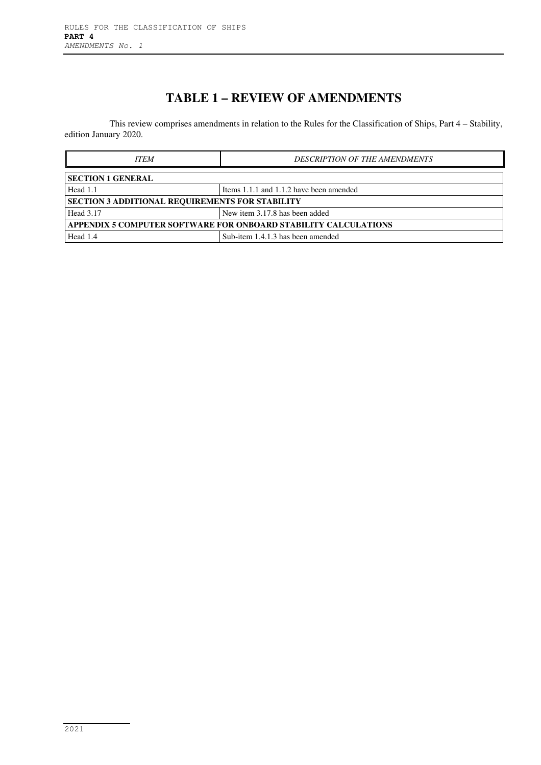# TABLE 1 – REVIEW OF AMENDMENTS

This review comprises amendments in relation to the Rules for the Classification of Ships, Part 4 – Stability, edition January 2020.

| *ITEM* | *DESCRIPTION OF THE AMENDMENTS* |
|---|---|
| **SECTION 1 GENERAL** | |
| Head 1.1 | Items 1.1.1 and 1.1.2 have been amended |
| **SECTION 3 ADDITIONAL REQUIREMENTS FOR STABILITY** | |
| Head 3.17 | New item 3.17.8 has been added |
| **APPENDIX 5 COMPUTER SOFTWARE FOR ONBOARD STABILITY CALCULATIONS** | |
| Head 1.4 | Sub-item 1.4.1.3 has been amended |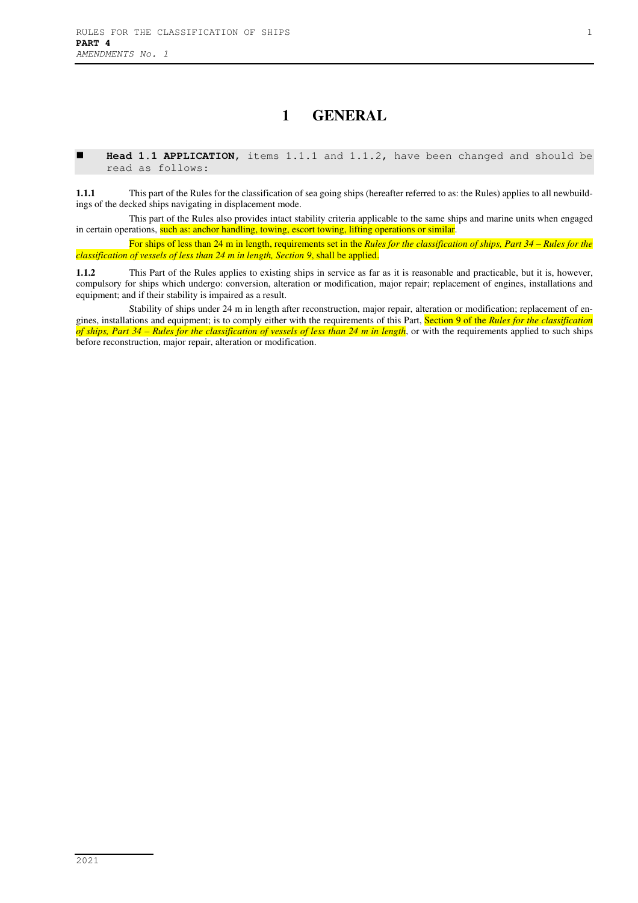# 1 GENERAL

■ **Head 1.1 APPLICATION,** items 1.1.1 and 1.1.2, have been changed and should be read as follows:

**1.1.1** This part of the Rules for the classification of sea going ships (hereafter referred to as: the Rules) applies to all newbuildings of the decked ships navigating in displacement mode.

This part of the Rules also provides intact stability criteria applicable to the same ships and marine units when engaged in certain operations, such as: anchor handling, towing, escort towing, lifting operations or similar.

For ships of less than 24 m in length, requirements set in the *Rules for the classification of ships, Part 34 – Rules for the classification of vessels of less than 24 m in length, Section 9*, shall be applied.

**1.1.2** This Part of the Rules applies to existing ships in service as far as it is reasonable and practicable, but it is, however, compulsory for ships which undergo: conversion, alteration or modification, major repair; replacement of engines, installations and equipment; and if their stability is impaired as a result.

Stability of ships under 24 m in length after reconstruction, major repair, alteration or modification; replacement of engines, installations and equipment; is to comply either with the requirements of this Part, Section 9 of the *Rules for the classification of ships, Part 34 – Rules for the classification of vessels of less than 24 m in length*, or with the requirements applied to such ships before reconstruction, major repair, alteration or modification.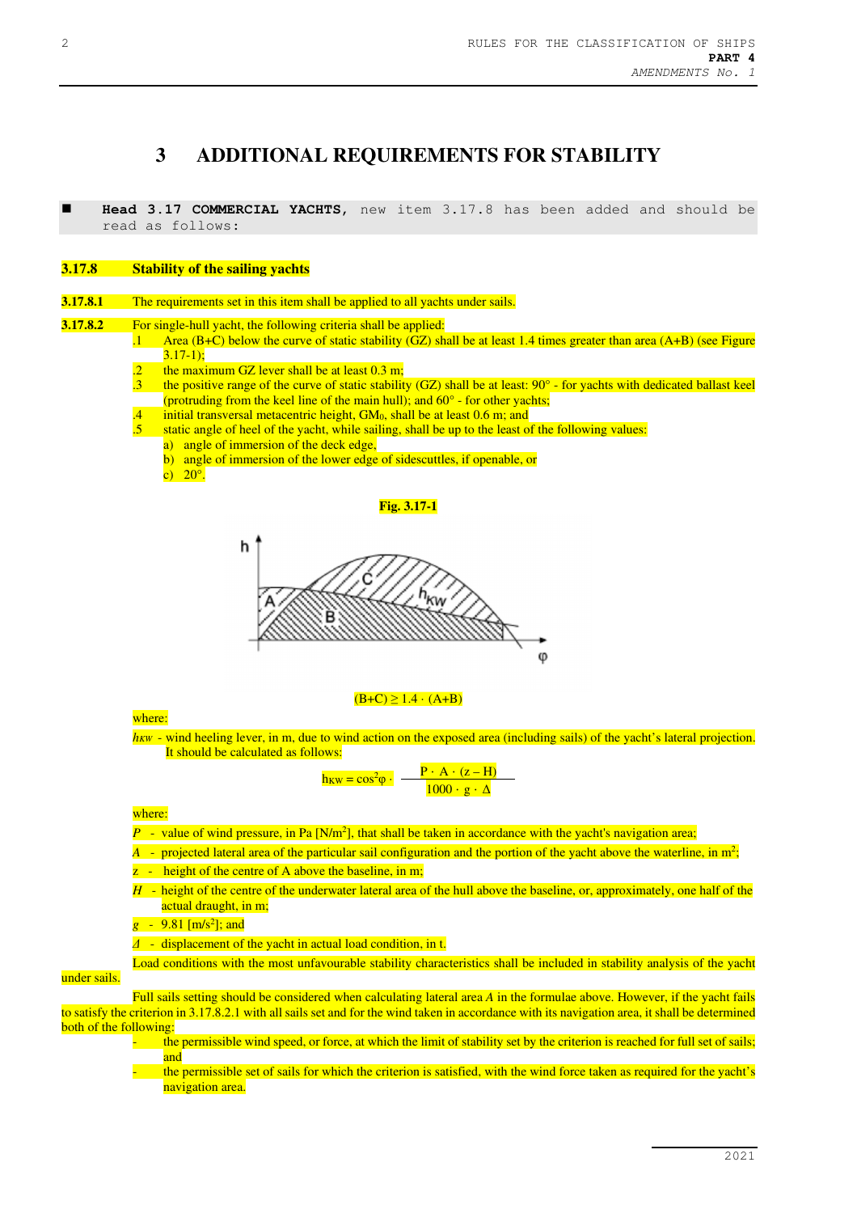# 3 ADDITIONAL REQUIREMENTS FOR STABILITY

■ **Head 3.17 COMMERCIAL YACHTS,** new item 3.17.8 has been added and should be read as follows:

**3.17.8 Stability of the sailing yachts**

**3.17.8.1** The requirements set in this item shall be applied to all yachts under sails.

**3.17.8.2** For single-hull yacht, the following criteria shall be applied:

.1 Area (B+C) below the curve of static stability (GZ) shall be at least 1.4 times greater than area (A+B) (see Figure 3.17-1);

.2 the maximum GZ lever shall be at least 0.3 m;

.3 the positive range of the curve of static stability (GZ) shall be at least: 90° - for yachts with dedicated ballast keel (protruding from the keel line of the main hull); and 60° - for other yachts;

.4 initial transversal metacentric height, $GM_0$, shall be at least 0.6 m; and

.5 static angle of heel of the yacht, while sailing, shall be up to the least of the following values:

a) angle of immersion of the deck edge,

b) angle of immersion of the lower edge of sidescuttles, if openable, or

c) 20°.

**Fig. 3.17-1**

h

A

B

C

$h_{KW}$

φ

$$(B+C) \geq 1.4 \cdot (A+B)$$

where:

*$h_{KW}$* - wind heeling lever, in m, due to wind action on the exposed area (including sails) of the yacht's lateral projection. It should be calculated as follows:

$$h_{KW} = \cos^2\varphi \cdot \frac{P \cdot A \cdot (z - H)}{1000 \cdot g \cdot \Delta}$$

where:

*P* - value of wind pressure, in Pa [N/m²], that shall be taken in accordance with the yacht's navigation area;

*A* - projected lateral area of the particular sail configuration and the portion of the yacht above the waterline, in m²;

z - height of the centre of A above the baseline, in m;

*H* - height of the centre of the underwater lateral area of the hull above the baseline, or, approximately, one half of the actual draught, in m;

*g* - 9.81 [m/s²]; and

*Δ* - displacement of the yacht in actual load condition, in t.

Load conditions with the most unfavourable stability characteristics shall be included in stability analysis of the yacht under sails.

Full sails setting should be considered when calculating lateral area *A* in the formulae above. However, if the yacht fails to satisfy the criterion in 3.17.8.2.1 with all sails set and for the wind taken in accordance with its navigation area, it shall be determined both of the following:

- the permissible wind speed, or force, at which the limit of stability set by the criterion is reached for full set of sails; and
- the permissible set of sails for which the criterion is satisfied, with the wind force taken as required for the yacht's navigation area.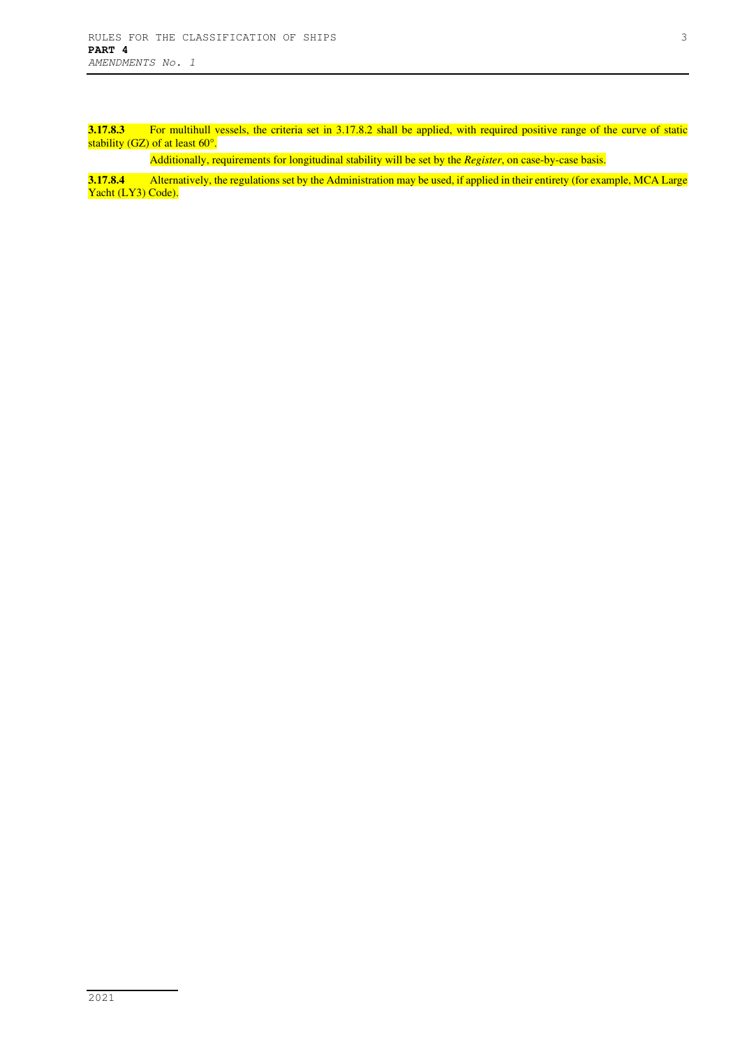**3.17.8.3** For multihull vessels, the criteria set in 3.17.8.2 shall be applied, with required positive range of the curve of static stability (GZ) of at least 60°.

Additionally, requirements for longitudinal stability will be set by the *Register*, on case-by-case basis.

**3.17.8.4** Alternatively, the regulations set by the Administration may be used, if applied in their entirety (for example, MCA Large Yacht (LY3) Code).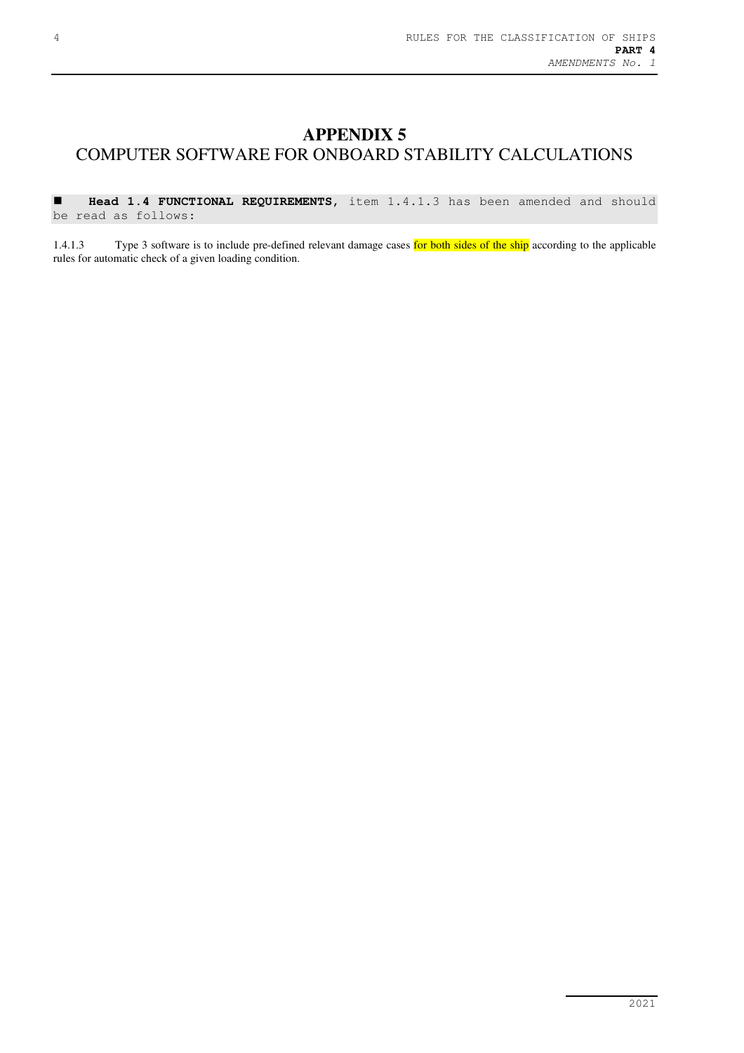# APPENDIX 5
## COMPUTER SOFTWARE FOR ONBOARD STABILITY CALCULATIONS

■ **Head 1.4 FUNCTIONAL REQUIREMENTS**, item 1.4.1.3 has been amended and should be read as follows:

1.4.1.3 Type 3 software is to include pre-defined relevant damage cases for both sides of the ship according to the applicable rules for automatic check of a given loading condition.